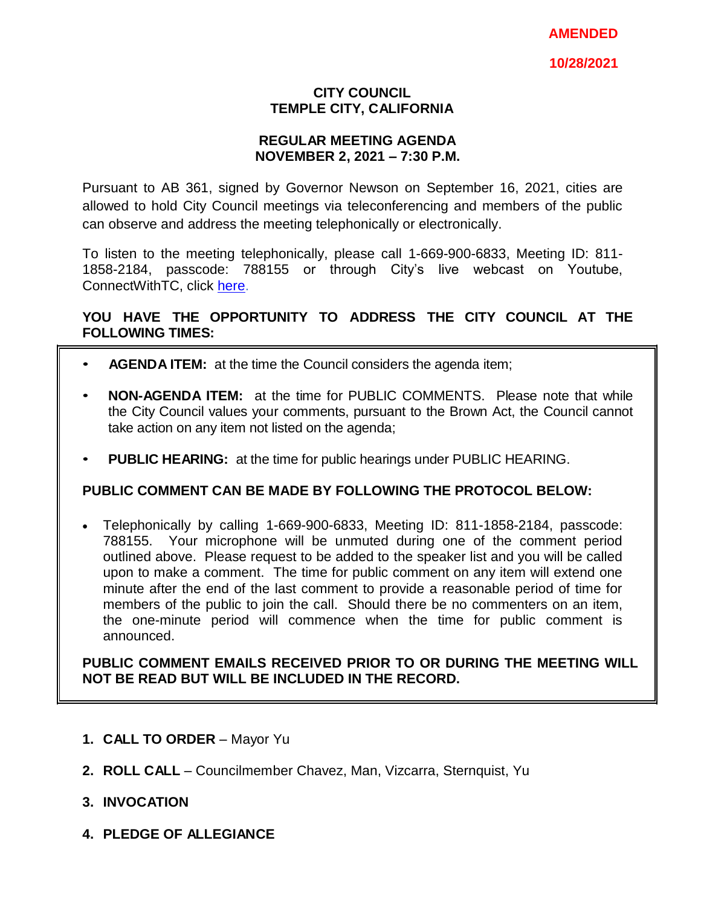**AMENDED**

**10/28/2021**

# CITY COUNCIL
# TEMPLE CITY, CALIFORNIA

## REGULAR MEETING AGENDA
## NOVEMBER 2, 2021 – 7:30 P.M.

Pursuant to AB 361, signed by Governor Newson on September 16, 2021, cities are allowed to hold City Council meetings via teleconferencing and members of the public can observe and address the meeting telephonically or electronically.

To listen to the meeting telephonically, please call 1-669-900-6833, Meeting ID: 811-1858-2184, passcode: 788155 or through City's live webcast on Youtube, ConnectWithTC, click here.

**YOU HAVE THE OPPORTUNITY TO ADDRESS THE CITY COUNCIL AT THE FOLLOWING TIMES:**

- **AGENDA ITEM:** at the time the Council considers the agenda item;
- **NON-AGENDA ITEM:** at the time for PUBLIC COMMENTS. Please note that while the City Council values your comments, pursuant to the Brown Act, the Council cannot take action on any item not listed on the agenda;
- **PUBLIC HEARING:** at the time for public hearings under PUBLIC HEARING.

**PUBLIC COMMENT CAN BE MADE BY FOLLOWING THE PROTOCOL BELOW:**

- Telephonically by calling 1-669-900-6833, Meeting ID: 811-1858-2184, passcode: 788155. Your microphone will be unmuted during one of the comment period outlined above. Please request to be added to the speaker list and you will be called upon to make a comment. The time for public comment on any item will extend one minute after the end of the last comment to provide a reasonable period of time for members of the public to join the call. Should there be no commenters on an item, the one-minute period will commence when the time for public comment is announced.

**PUBLIC COMMENT EMAILS RECEIVED PRIOR TO OR DURING THE MEETING WILL NOT BE READ BUT WILL BE INCLUDED IN THE RECORD.**

1. **CALL TO ORDER** – Mayor Yu
2. **ROLL CALL** – Councilmember Chavez, Man, Vizcarra, Sternquist, Yu
3. **INVOCATION**
4. **PLEDGE OF ALLEGIANCE**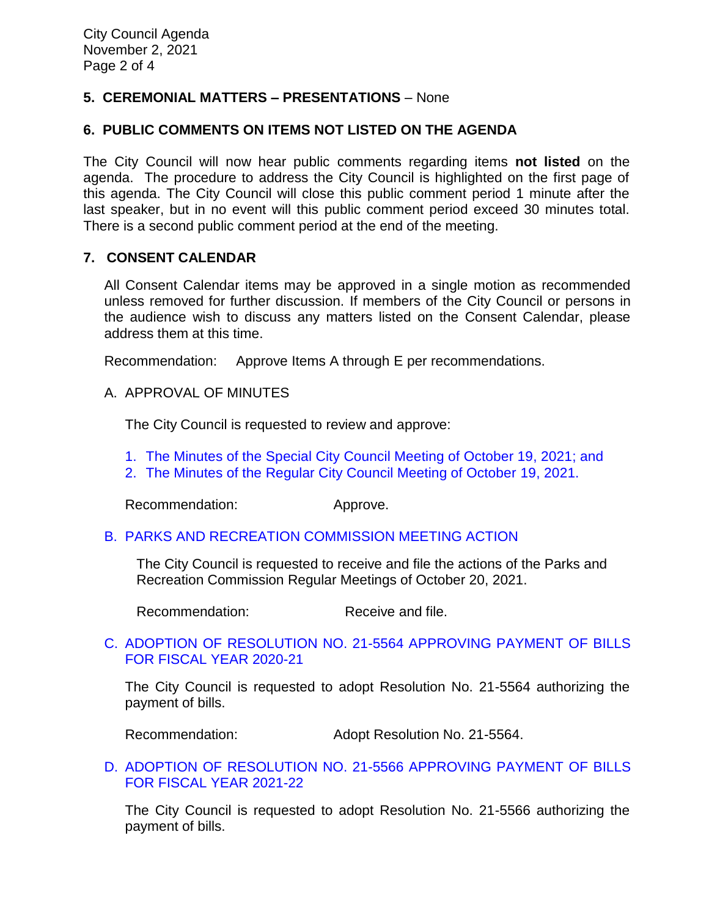## 5. CEREMONIAL MATTERS – PRESENTATIONS – None

## 6. PUBLIC COMMENTS ON ITEMS NOT LISTED ON THE AGENDA

The City Council will now hear public comments regarding items **not listed** on the agenda. The procedure to address the City Council is highlighted on the first page of this agenda. The City Council will close this public comment period 1 minute after the last speaker, but in no event will this public comment period exceed 30 minutes total. There is a second public comment period at the end of the meeting.

## 7. CONSENT CALENDAR

All Consent Calendar items may be approved in a single motion as recommended unless removed for further discussion. If members of the City Council or persons in the audience wish to discuss any matters listed on the Consent Calendar, please address them at this time.

Recommendation: Approve Items A through E per recommendations.

A. APPROVAL OF MINUTES

The City Council is requested to review and approve:

1. The Minutes of the Special City Council Meeting of October 19, 2021; and
2. The Minutes of the Regular City Council Meeting of October 19, 2021.

Recommendation: Approve.

B. PARKS AND RECREATION COMMISSION MEETING ACTION

The City Council is requested to receive and file the actions of the Parks and Recreation Commission Regular Meetings of October 20, 2021.

Recommendation: Receive and file.

C. ADOPTION OF RESOLUTION NO. 21-5564 APPROVING PAYMENT OF BILLS FOR FISCAL YEAR 2020-21

The City Council is requested to adopt Resolution No. 21-5564 authorizing the payment of bills.

Recommendation: Adopt Resolution No. 21-5564.

D. ADOPTION OF RESOLUTION NO. 21-5566 APPROVING PAYMENT OF BILLS FOR FISCAL YEAR 2021-22

The City Council is requested to adopt Resolution No. 21-5566 authorizing the payment of bills.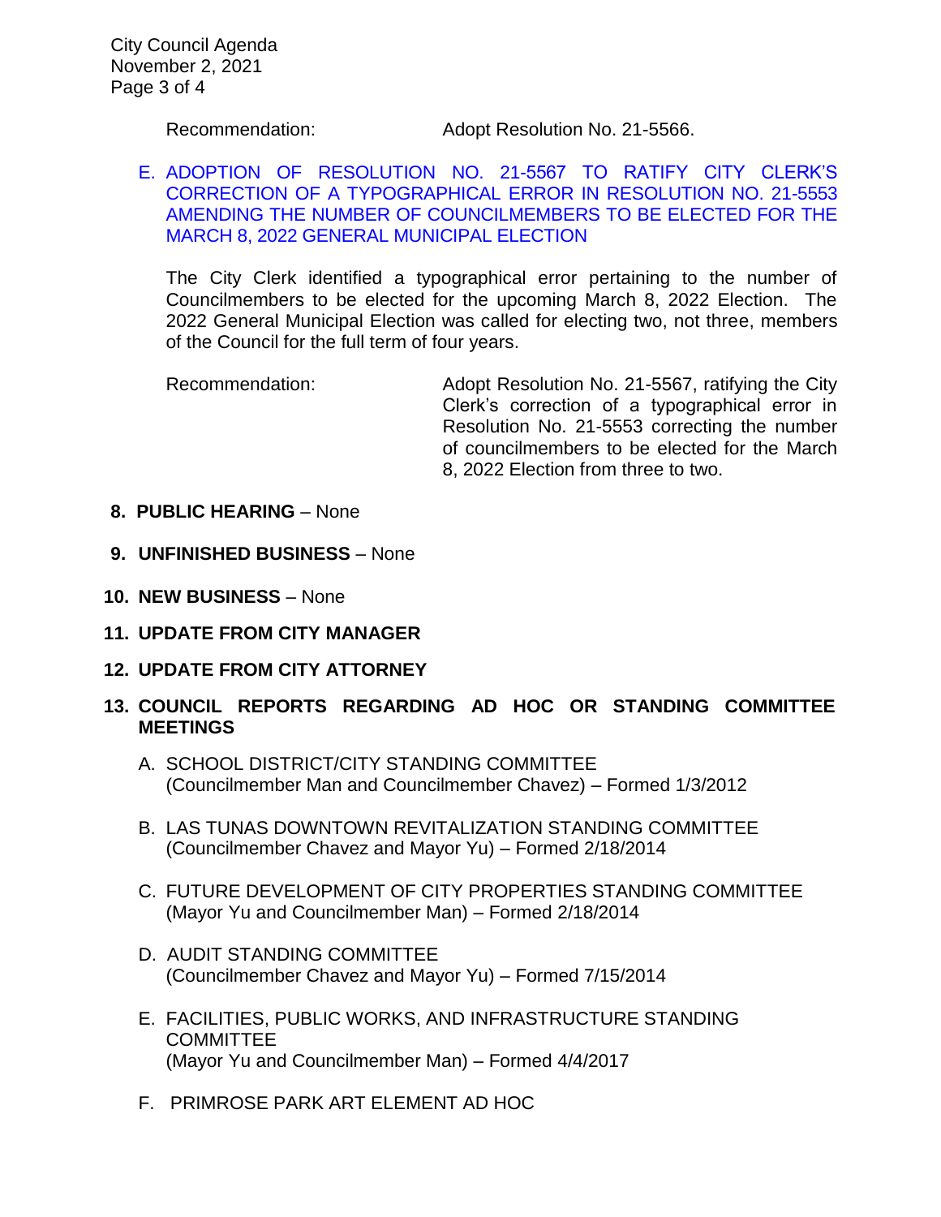Recommendation: Adopt Resolution No. 21-5566.

E. ADOPTION OF RESOLUTION NO. 21-5567 TO RATIFY CITY CLERK'S CORRECTION OF A TYPOGRAPHICAL ERROR IN RESOLUTION NO. 21-5553 AMENDING THE NUMBER OF COUNCILMEMBERS TO BE ELECTED FOR THE MARCH 8, 2022 GENERAL MUNICIPAL ELECTION

The City Clerk identified a typographical error pertaining to the number of Councilmembers to be elected for the upcoming March 8, 2022 Election. The 2022 General Municipal Election was called for electing two, not three, members of the Council for the full term of four years.

Recommendation: Adopt Resolution No. 21-5567, ratifying the City Clerk's correction of a typographical error in Resolution No. 21-5553 correcting the number of councilmembers to be elected for the March 8, 2022 Election from three to two.

**8. PUBLIC HEARING** – None

**9. UNFINISHED BUSINESS** – None

**10. NEW BUSINESS** – None

**11. UPDATE FROM CITY MANAGER**

**12. UPDATE FROM CITY ATTORNEY**

**13. COUNCIL REPORTS REGARDING AD HOC OR STANDING COMMITTEE MEETINGS**

A. SCHOOL DISTRICT/CITY STANDING COMMITTEE
(Councilmember Man and Councilmember Chavez) – Formed 1/3/2012

B. LAS TUNAS DOWNTOWN REVITALIZATION STANDING COMMITTEE
(Councilmember Chavez and Mayor Yu) – Formed 2/18/2014

C. FUTURE DEVELOPMENT OF CITY PROPERTIES STANDING COMMITTEE
(Mayor Yu and Councilmember Man) – Formed 2/18/2014

D. AUDIT STANDING COMMITTEE
(Councilmember Chavez and Mayor Yu) – Formed 7/15/2014

E. FACILITIES, PUBLIC WORKS, AND INFRASTRUCTURE STANDING COMMITTEE
(Mayor Yu and Councilmember Man) – Formed 4/4/2017

F. PRIMROSE PARK ART ELEMENT AD HOC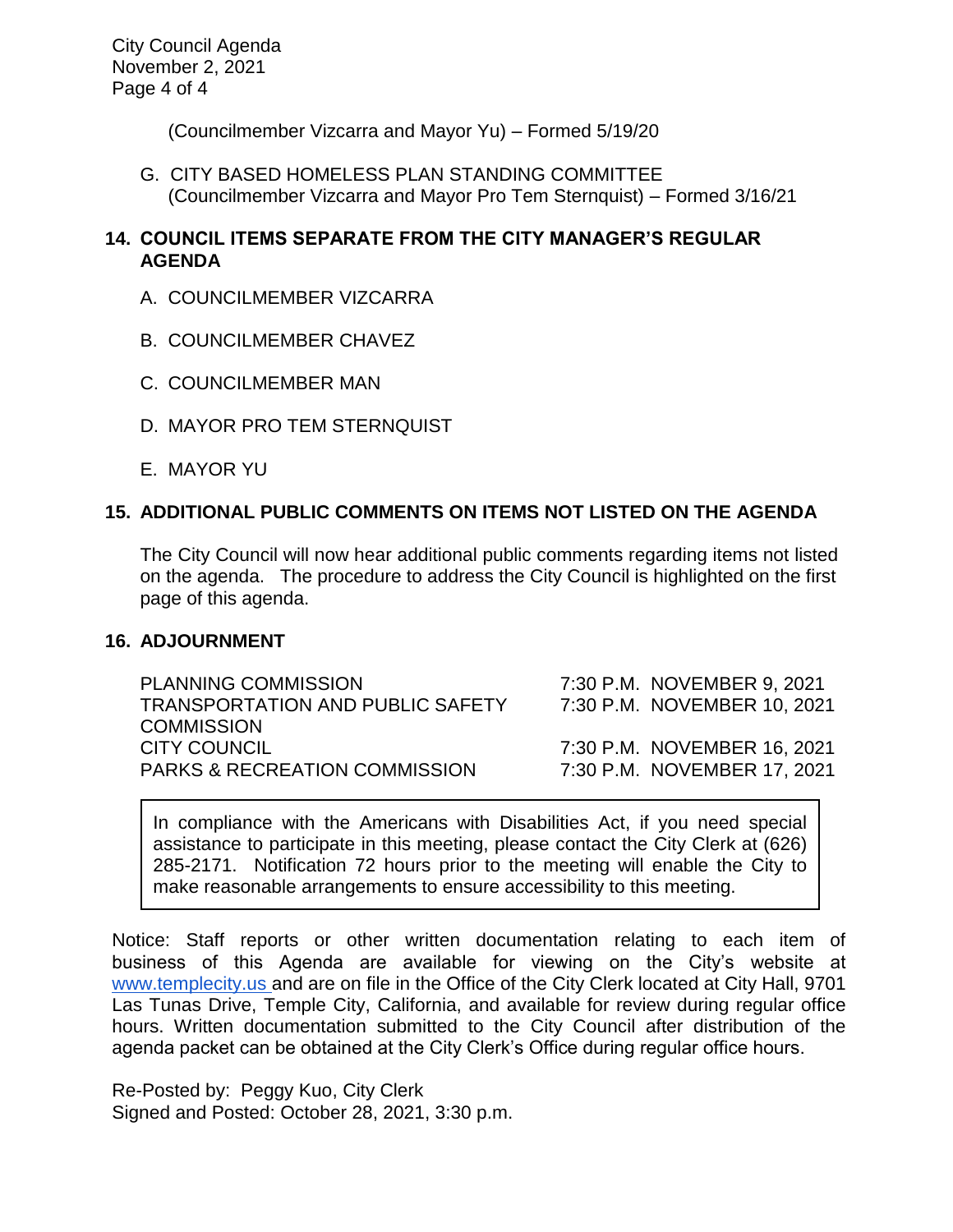(Councilmember Vizcarra and Mayor Yu) – Formed 5/19/20

G. CITY BASED HOMELESS PLAN STANDING COMMITTEE
(Councilmember Vizcarra and Mayor Pro Tem Sternquist) – Formed 3/16/21

## 14. COUNCIL ITEMS SEPARATE FROM THE CITY MANAGER'S REGULAR AGENDA

A. COUNCILMEMBER VIZCARRA

B. COUNCILMEMBER CHAVEZ

C. COUNCILMEMBER MAN

D. MAYOR PRO TEM STERNQUIST

E. MAYOR YU

## 15. ADDITIONAL PUBLIC COMMENTS ON ITEMS NOT LISTED ON THE AGENDA

The City Council will now hear additional public comments regarding items not listed on the agenda. The procedure to address the City Council is highlighted on the first page of this agenda.

## 16. ADJOURNMENT

| | |
|---|---|
| PLANNING COMMISSION | 7:30 P.M. NOVEMBER 9, 2021 |
| TRANSPORTATION AND PUBLIC SAFETY COMMISSION | 7:30 P.M. NOVEMBER 10, 2021 |
| CITY COUNCIL | 7:30 P.M. NOVEMBER 16, 2021 |
| PARKS & RECREATION COMMISSION | 7:30 P.M. NOVEMBER 17, 2021 |

In compliance with the Americans with Disabilities Act, if you need special assistance to participate in this meeting, please contact the City Clerk at (626) 285-2171. Notification 72 hours prior to the meeting will enable the City to make reasonable arrangements to ensure accessibility to this meeting.

Notice: Staff reports or other written documentation relating to each item of business of this Agenda are available for viewing on the City's website at www.templecity.us and are on file in the Office of the City Clerk located at City Hall, 9701 Las Tunas Drive, Temple City, California, and available for review during regular office hours. Written documentation submitted to the City Council after distribution of the agenda packet can be obtained at the City Clerk's Office during regular office hours.

Re-Posted by: Peggy Kuo, City Clerk
Signed and Posted: October 28, 2021, 3:30 p.m.